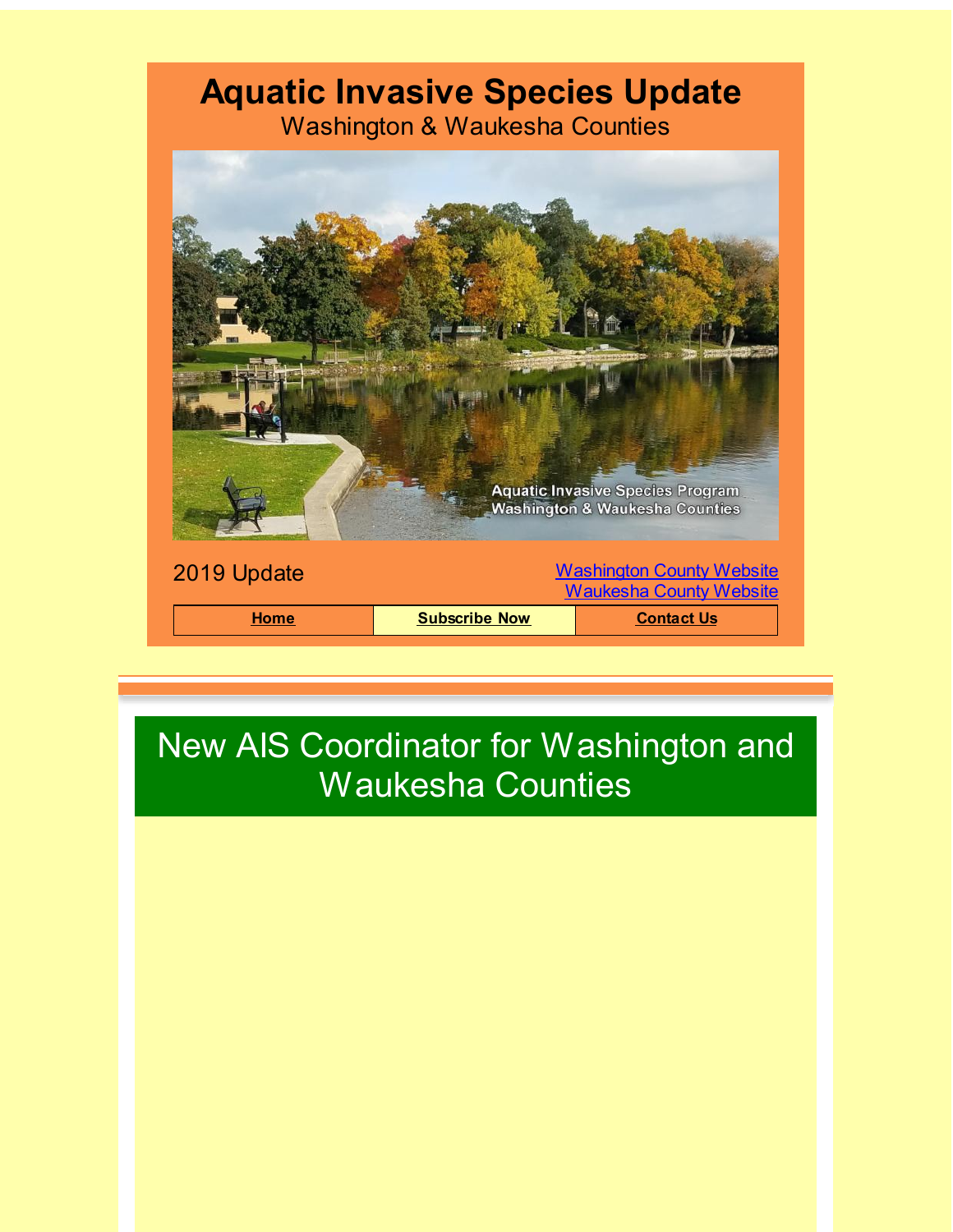# Aquatic Invasive Species Update

Washington & Waukesha Counties

2019 Update

[Washington County Website](#)
[Waukesha County Website](#)

| Home | Subscribe Now | Contact Us |
| --- | --- | --- |

## New AIS Coordinator for Washington and Waukesha Counties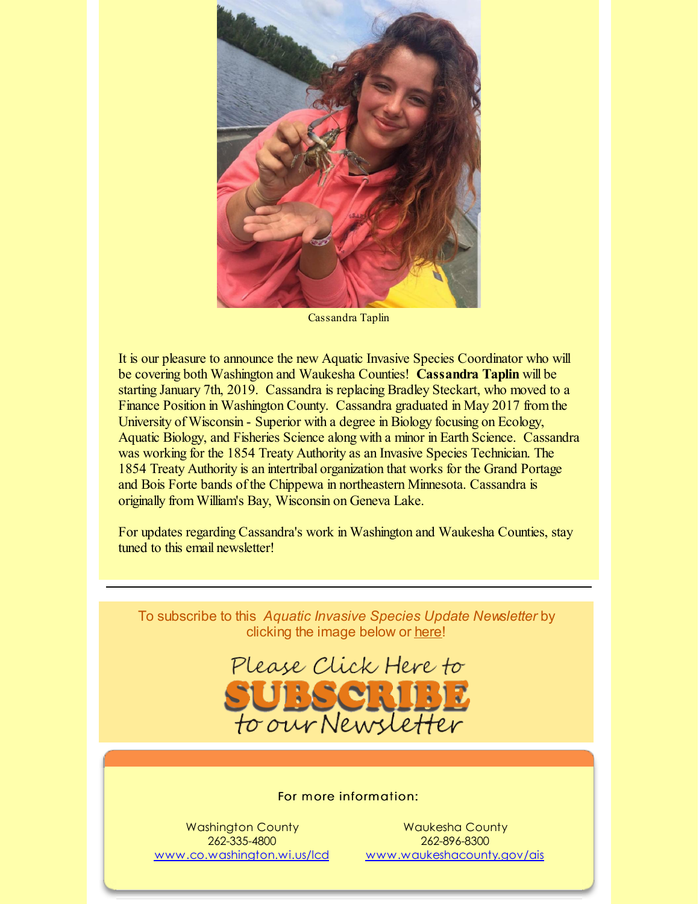Cassandra Taplin

It is our pleasure to announce the new Aquatic Invasive Species Coordinator who will be covering both Washington and Waukesha Counties! **Cassandra Taplin** will be starting January 7th, 2019. Cassandra is replacing Bradley Steckart, who moved to a Finance Position in Washington County. Cassandra graduated in May 2017 from the University of Wisconsin - Superior with a degree in Biology focusing on Ecology, Aquatic Biology, and Fisheries Science along with a minor in Earth Science. Cassandra was working for the 1854 Treaty Authority as an Invasive Species Technician. The 1854 Treaty Authority is an intertribal organization that works for the Grand Portage and Bois Forte bands of the Chippewa in northeastern Minnesota. Cassandra is originally from William's Bay, Wisconsin on Geneva Lake.

For updates regarding Cassandra's work in Washington and Waukesha Counties, stay tuned to this email newsletter!

---

To subscribe to this *Aquatic Invasive Species Update Newsletter* by clicking the image below or here!

Please Click Here to **SUBSCRIBE** to our Newsletter

For more information:

Washington County
262-335-4800
www.co.washington.wi.us/lcd

Waukesha County
262-896-8300
www.waukeshacounty.gov/ais